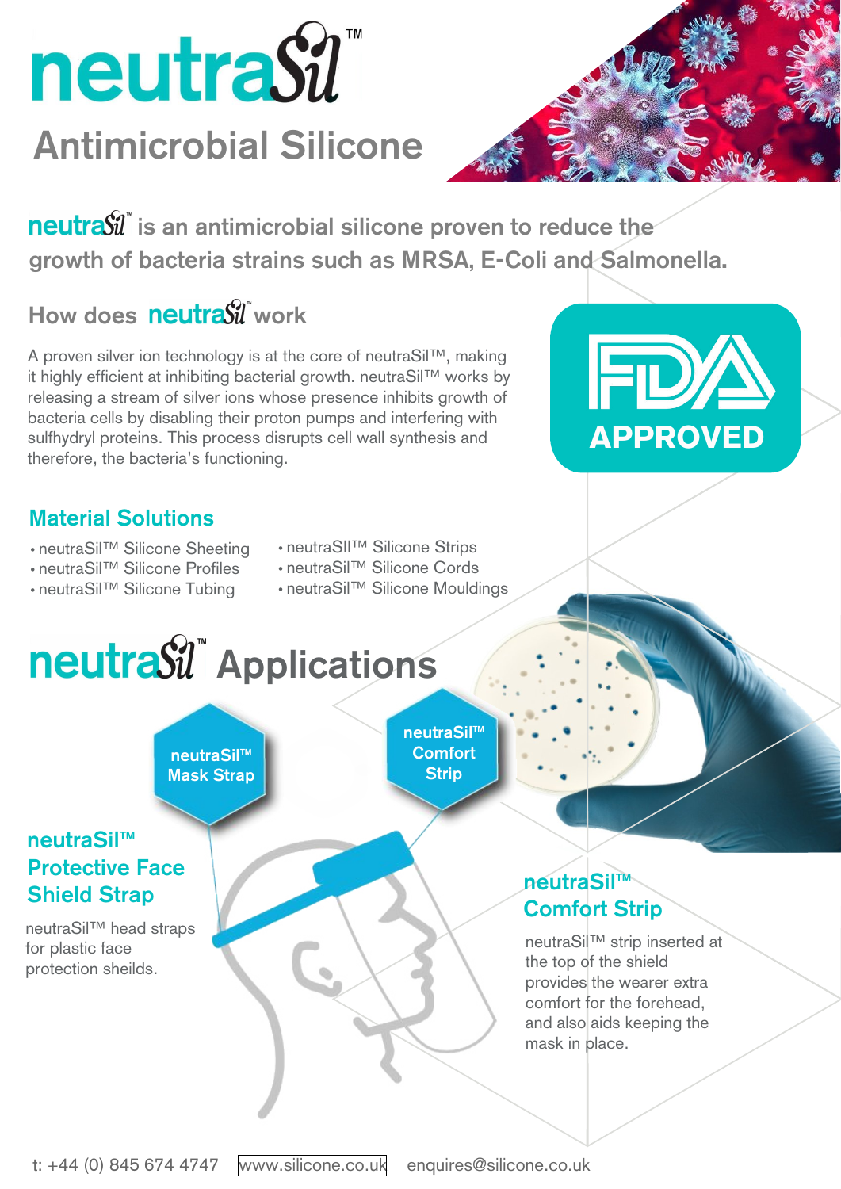# neutraSil™

## Antimicrobial Silicone

**neutraSil™ is an antimicrobial silicone proven to reduce the growth of bacteria strains such as MRSA, E-Coli and Salmonella.**

## How does neutraSil™ work

A proven silver ion technology is at the core of neutraSil™, making it highly efficient at inhibiting bacterial growth. neutraSil™ works by releasing a stream of silver ions whose presence inhibits growth of bacteria cells by disabling their proton pumps and interfering with sulfhydryl proteins. This process disrupts cell wall synthesis and therefore, the bacteria's functioning.

FDA APPROVED

## Material Solutions

- neutraSil™ Silicone Sheeting
- neutraSil™ Silicone Profiles
- neutraSil™ Silicone Tubing
- neutraSIl™ Silicone Strips
- neutraSil™ Silicone Cords
- neutraSil™ Silicone Mouldings

## neutraSil™ Applications

neutraSil™ Mask Strap

neutraSil™ Comfort Strip

### neutraSil™ Protective Face Shield Strap

neutraSil™ head straps for plastic face protection sheilds.

### neutraSil™ Comfort Strip

neutraSil™ strip inserted at the top of the shield provides the wearer extra comfort for the forehead, and also aids keeping the mask in place.

t: +44 (0) 845 674 4747 www.silicone.co.uk enquires@silicone.co.uk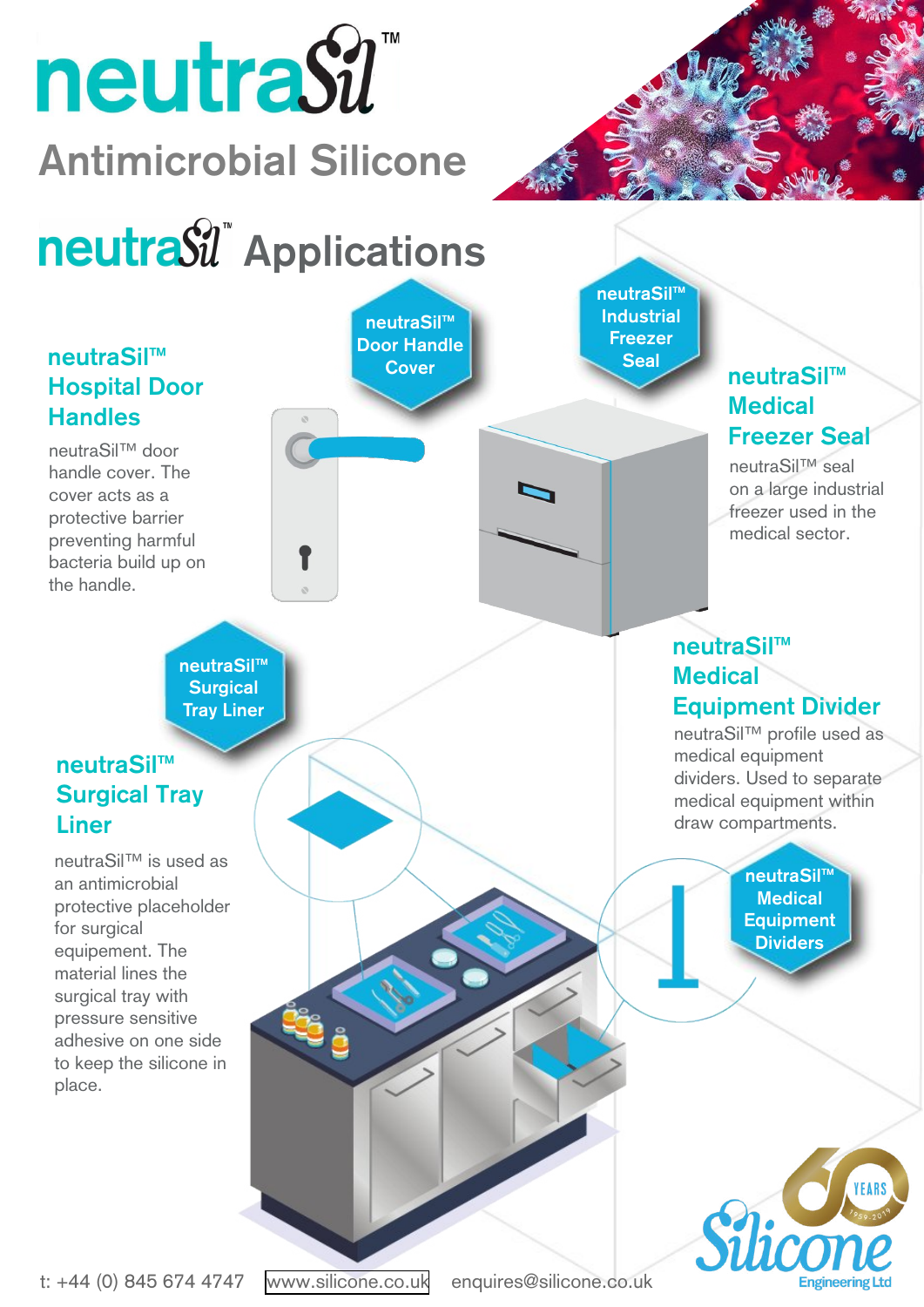# neutraSil™

## Antimicrobial Silicone

## neutraSil™ Applications

neutraSil™ Door Handle Cover

neutraSil™ Industrial Freezer Seal

### neutraSil™ Hospital Door Handles

neutraSil™ door handle cover. The cover acts as a protective barrier preventing harmful bacteria build up on the handle.

### neutraSil™ Medical Freezer Seal

neutraSil™ seal on a large industrial freezer used in the medical sector.

neutraSil™ Surgical Tray Liner

### neutraSil™ Medical Equipment Divider

neutraSil™ profile used as medical equipment dividers. Used to separate medical equipment within draw compartments.

### neutraSil™ Surgical Tray Liner

neutraSil™ is used as an antimicrobial protective placeholder for surgical equipement. The material lines the surgical tray with pressure sensitive adhesive on one side to keep the silicone in place.

neutraSil™ Medical Equipment Dividers

60 YEARS 1959-2019

Silicone Engineering Ltd

t: +44 (0) 845 674 4747 www.silicone.co.uk enquires@silicone.co.uk